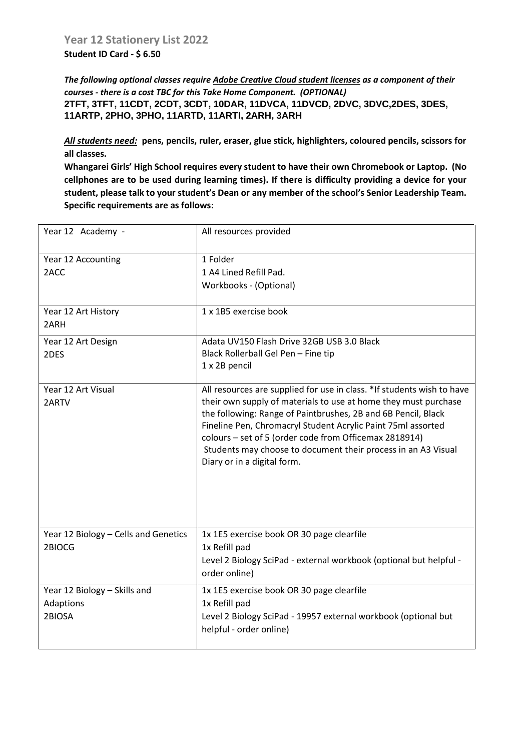## Year 12 Stationery List 2022

**Student ID Card - $ 6.50**

***The following optional classes require <u>Adobe Creative Cloud student licenses</u> as a component of their courses - there is a cost TBC for this Take Home Component. (OPTIONAL)***
**2TFT, 3TFT, 11CDT, 2CDT, 3CDT, 10DAR, 11DVCA, 11DVCD, 2DVC, 3DVC,2DES, 3DES, 11ARTP, 2PHO, 3PHO, 11ARTD, 11ARTI, 2ARH, 3ARH**

***<u>All students need:</u>*** **pens, pencils, ruler, eraser, glue stick, highlighters, coloured pencils, scissors for all classes.**

**Whangarei Girls' High School requires every student to have their own Chromebook or Laptop. (No cellphones are to be used during learning times). If there is difficulty providing a device for your student, please talk to your student's Dean or any member of the school's Senior Leadership Team. Specific requirements are as follows:**

| | |
|---|---|
| Year 12 Academy - | All resources provided |
| Year 12 Accounting<br>2ACC | 1 Folder<br>1 A4 Lined Refill Pad.<br>Workbooks - (Optional) |
| Year 12 Art History<br>2ARH | 1 x 1B5 exercise book |
| Year 12 Art Design<br>2DES | Adata UV150 Flash Drive 32GB USB 3.0 Black<br>Black Rollerball Gel Pen – Fine tip<br>1 x 2B pencil |
| Year 12 Art Visual<br>2ARTV | All resources are supplied for use in class. *If students wish to have their own supply of materials to use at home they must purchase the following: Range of Paintbrushes, 2B and 6B Pencil, Black Fineline Pen, Chromacryl Student Acrylic Paint 75ml assorted colours – set of 5 (order code from Officemax 2818914)<br>Students may choose to document their process in an A3 Visual Diary or in a digital form. |
| Year 12 Biology – Cells and Genetics<br>2BIOCG | 1x 1E5 exercise book OR 30 page clearfile<br>1x Refill pad<br>Level 2 Biology SciPad - external workbook (optional but helpful - order online) |
| Year 12 Biology – Skills and Adaptions<br>2BIOSA | 1x 1E5 exercise book OR 30 page clearfile<br>1x Refill pad<br>Level 2 Biology SciPad - 19957 external workbook (optional but helpful - order online) |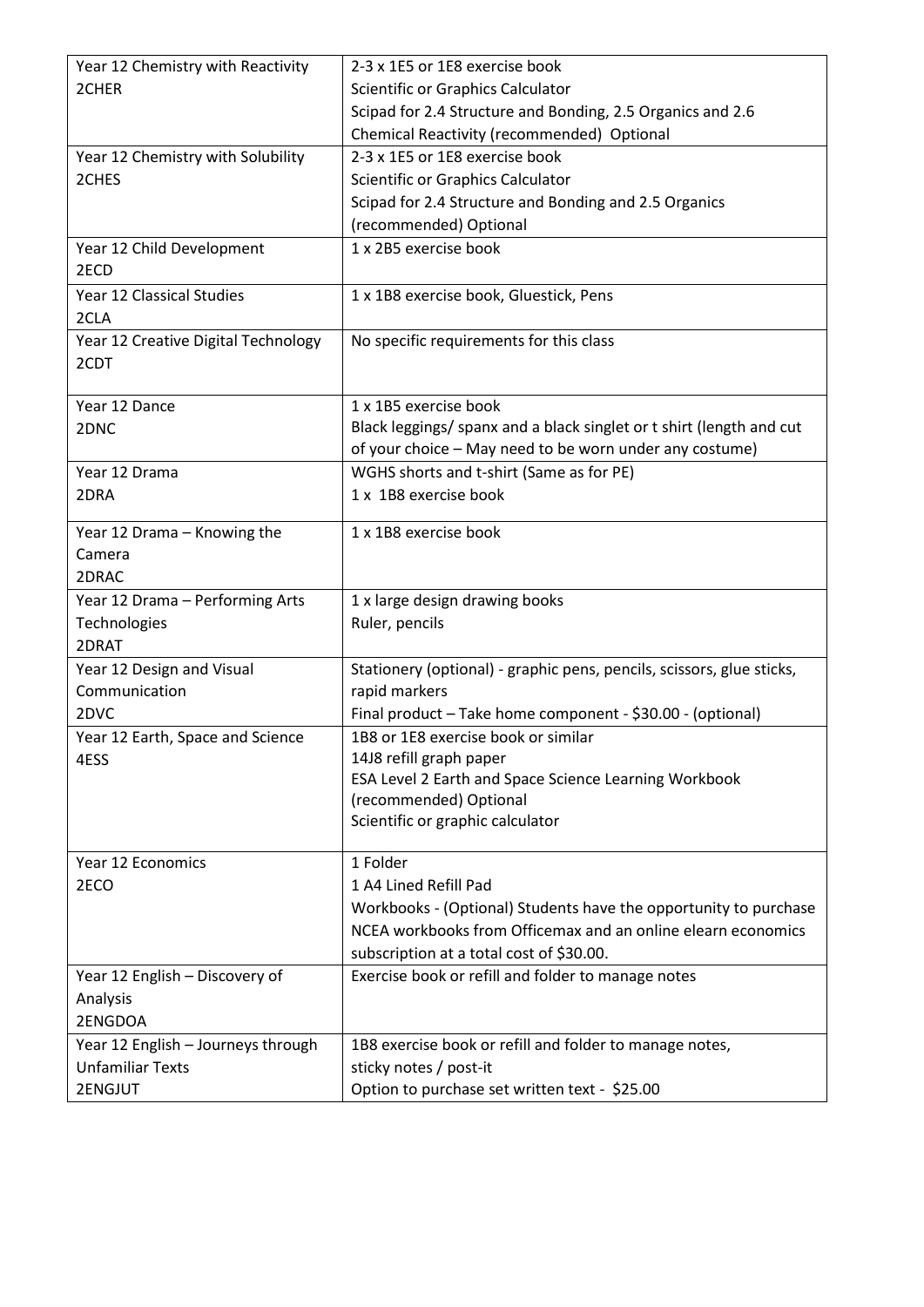| Year 12 Chemistry with Reactivity<br>2CHER | 2-3 x 1E5 or 1E8 exercise book<br>Scientific or Graphics Calculator<br>Scipad for 2.4 Structure and Bonding, 2.5 Organics and 2.6 Chemical Reactivity (recommended) Optional |
|---|---|
| Year 12 Chemistry with Solubility<br>2CHES | 2-3 x 1E5 or 1E8 exercise book<br>Scientific or Graphics Calculator<br>Scipad for 2.4 Structure and Bonding and 2.5 Organics (recommended) Optional |
| Year 12 Child Development<br>2ECD | 1 x 2B5 exercise book |
| Year 12 Classical Studies<br>2CLA | 1 x 1B8 exercise book, Gluestick, Pens |
| Year 12 Creative Digital Technology<br>2CDT | No specific requirements for this class |
| Year 12 Dance<br>2DNC | 1 x 1B5 exercise book<br>Black leggings/ spanx and a black singlet or t shirt (length and cut of your choice – May need to be worn under any costume) |
| Year 12 Drama<br>2DRA | WGHS shorts and t-shirt (Same as for PE)<br>1 x 1B8 exercise book |
| Year 12 Drama – Knowing the Camera<br>2DRAC | 1 x 1B8 exercise book |
| Year 12 Drama – Performing Arts Technologies<br>2DRAT | 1 x large design drawing books<br>Ruler, pencils |
| Year 12 Design and Visual Communication<br>2DVC | Stationery (optional) - graphic pens, pencils, scissors, glue sticks, rapid markers<br>Final product – Take home component - $30.00 - (optional) |
| Year 12 Earth, Space and Science<br>4ESS | 1B8 or 1E8 exercise book or similar<br>14J8 refill graph paper<br>ESA Level 2 Earth and Space Science Learning Workbook (recommended) Optional<br>Scientific or graphic calculator |
| Year 12 Economics<br>2ECO | 1 Folder<br>1 A4 Lined Refill Pad<br>Workbooks - (Optional) Students have the opportunity to purchase NCEA workbooks from Officemax and an online elearn economics subscription at a total cost of $30.00. |
| Year 12 English – Discovery of Analysis<br>2ENGDOA | Exercise book or refill and folder to manage notes |
| Year 12 English – Journeys through Unfamiliar Texts<br>2ENGJUT | 1B8 exercise book or refill and folder to manage notes,<br>sticky notes / post-it<br>Option to purchase set written text - $25.00 |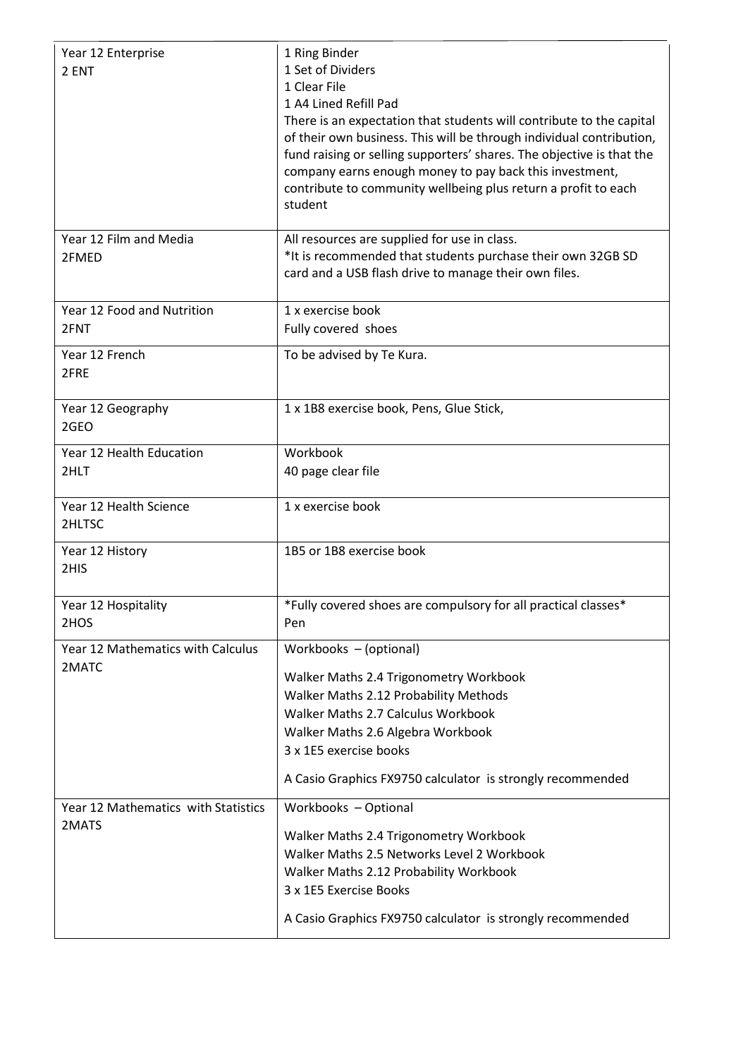| | |
|---|---|
| Year 12 Enterprise<br>2 ENT | 1 Ring Binder<br>1 Set of Dividers<br>1 Clear File<br>1 A4 Lined Refill Pad<br>There is an expectation that students will contribute to the capital of their own business. This will be through individual contribution, fund raising or selling supporters' shares. The objective is that the company earns enough money to pay back this investment, contribute to community wellbeing plus return a profit to each student |
| Year 12 Film and Media<br>2FMED | All resources are supplied for use in class.<br>*It is recommended that students purchase their own 32GB SD card and a USB flash drive to manage their own files. |
| Year 12 Food and Nutrition<br>2FNT | 1 x exercise book<br>Fully covered shoes |
| Year 12 French<br>2FRE | To be advised by Te Kura. |
| Year 12 Geography<br>2GEO | 1 x 1B8 exercise book, Pens, Glue Stick, |
| Year 12 Health Education<br>2HLT | Workbook<br>40 page clear file |
| Year 12 Health Science<br>2HLTSC | 1 x exercise book |
| Year 12 History<br>2HIS | 1B5 or 1B8 exercise book |
| Year 12 Hospitality<br>2HOS | *Fully covered shoes are compulsory for all practical classes*<br>Pen |
| Year 12 Mathematics with Calculus<br>2MATC | Workbooks – (optional)<br>Walker Maths 2.4 Trigonometry Workbook<br>Walker Maths 2.12 Probability Methods<br>Walker Maths 2.7 Calculus Workbook<br>Walker Maths 2.6 Algebra Workbook<br>3 x 1E5 exercise books<br>A Casio Graphics FX9750 calculator is strongly recommended |
| Year 12 Mathematics with Statistics<br>2MATS | Workbooks – Optional<br>Walker Maths 2.4 Trigonometry Workbook<br>Walker Maths 2.5 Networks Level 2 Workbook<br>Walker Maths 2.12 Probability Workbook<br>3 x 1E5 Exercise Books<br>A Casio Graphics FX9750 calculator is strongly recommended |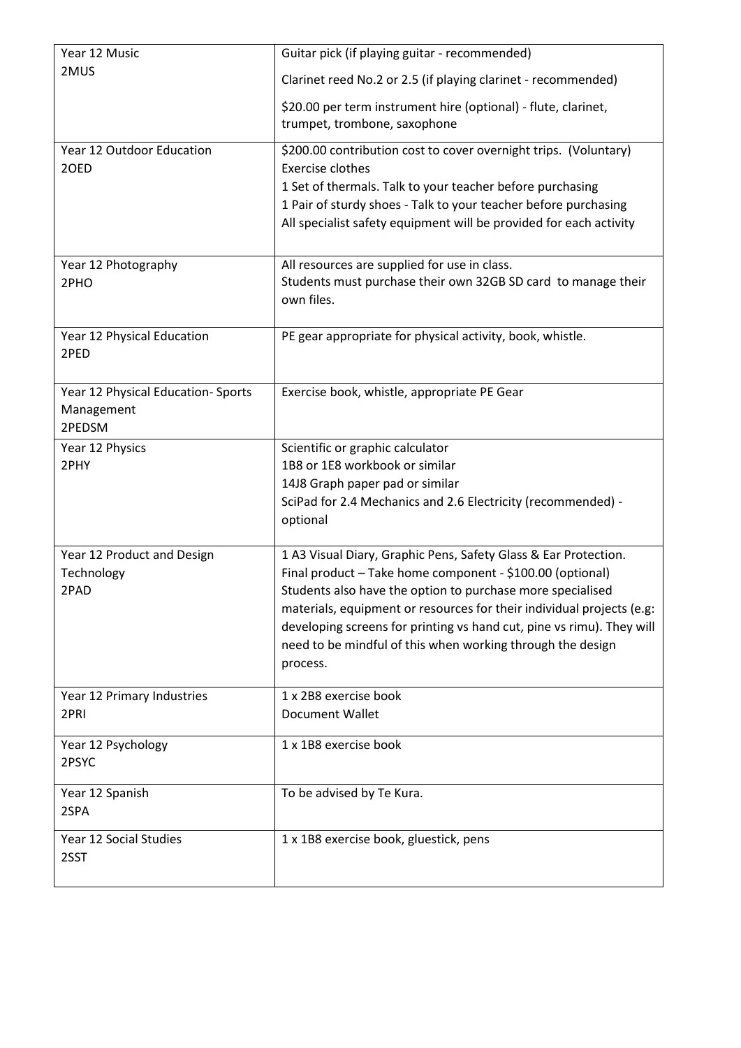| | |
|---|---|
| Year 12 Music<br>2MUS | Guitar pick (if playing guitar - recommended)<br>Clarinet reed No.2 or 2.5 (if playing clarinet - recommended)<br>$20.00 per term instrument hire (optional) - flute, clarinet, trumpet, trombone, saxophone |
| Year 12 Outdoor Education<br>2OED | $200.00 contribution cost to cover overnight trips. (Voluntary)<br>Exercise clothes<br>1 Set of thermals. Talk to your teacher before purchasing<br>1 Pair of sturdy shoes - Talk to your teacher before purchasing<br>All specialist safety equipment will be provided for each activity |
| Year 12 Photography<br>2PHO | All resources are supplied for use in class.<br>Students must purchase their own 32GB SD card to manage their own files. |
| Year 12 Physical Education<br>2PED | PE gear appropriate for physical activity, book, whistle. |
| Year 12 Physical Education- Sports Management<br>2PEDSM | Exercise book, whistle, appropriate PE Gear |
| Year 12 Physics<br>2PHY | Scientific or graphic calculator<br>1B8 or 1E8 workbook or similar<br>14J8 Graph paper pad or similar<br>SciPad for 2.4 Mechanics and 2.6 Electricity (recommended) - optional |
| Year 12 Product and Design Technology<br>2PAD | 1 A3 Visual Diary, Graphic Pens, Safety Glass & Ear Protection.<br>Final product – Take home component - $100.00 (optional)<br>Students also have the option to purchase more specialised materials, equipment or resources for their individual projects (e.g: developing screens for printing vs hand cut, pine vs rimu). They will need to be mindful of this when working through the design process. |
| Year 12 Primary Industries<br>2PRI | 1 x 2B8 exercise book<br>Document Wallet |
| Year 12 Psychology<br>2PSYC | 1 x 1B8 exercise book |
| Year 12 Spanish<br>2SPA | To be advised by Te Kura. |
| Year 12 Social Studies<br>2SST | 1 x 1B8 exercise book, gluestick, pens |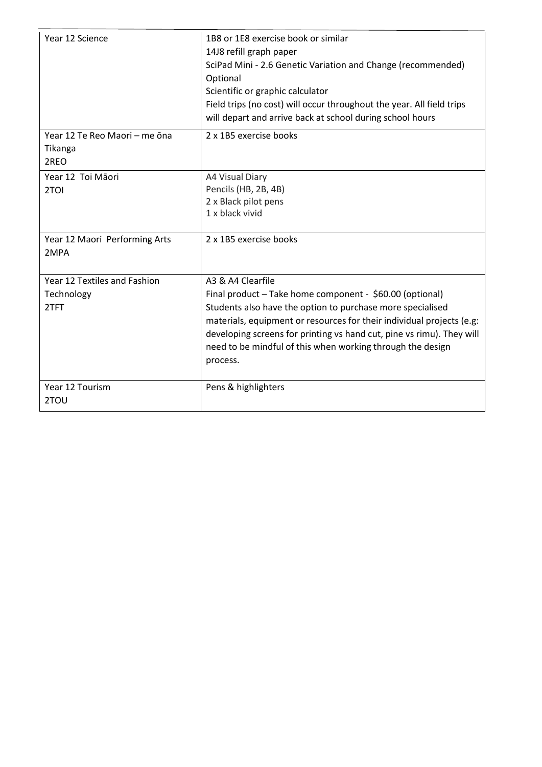| | |
|---|---|
| Year 12 Science | 1B8 or 1E8 exercise book or similar<br>14J8 refill graph paper<br>SciPad Mini - 2.6 Genetic Variation and Change (recommended) Optional<br>Scientific or graphic calculator<br>Field trips (no cost) will occur throughout the year. All field trips will depart and arrive back at school during school hours |
| Year 12 Te Reo Maori – me ōna Tikanga<br>2REO | 2 x 1B5 exercise books |
| Year 12 Toi Māori<br>2TOI | A4 Visual Diary<br>Pencils (HB, 2B, 4B)<br>2 x Black pilot pens<br>1 x black vivid |
| Year 12 Maori Performing Arts<br>2MPA | 2 x 1B5 exercise books |
| Year 12 Textiles and Fashion Technology<br>2TFT | A3 & A4 Clearfile<br>Final product – Take home component - $60.00 (optional)<br>Students also have the option to purchase more specialised materials, equipment or resources for their individual projects (e.g: developing screens for printing vs hand cut, pine vs rimu). They will need to be mindful of this when working through the design process. |
| Year 12 Tourism<br>2TOU | Pens & highlighters |